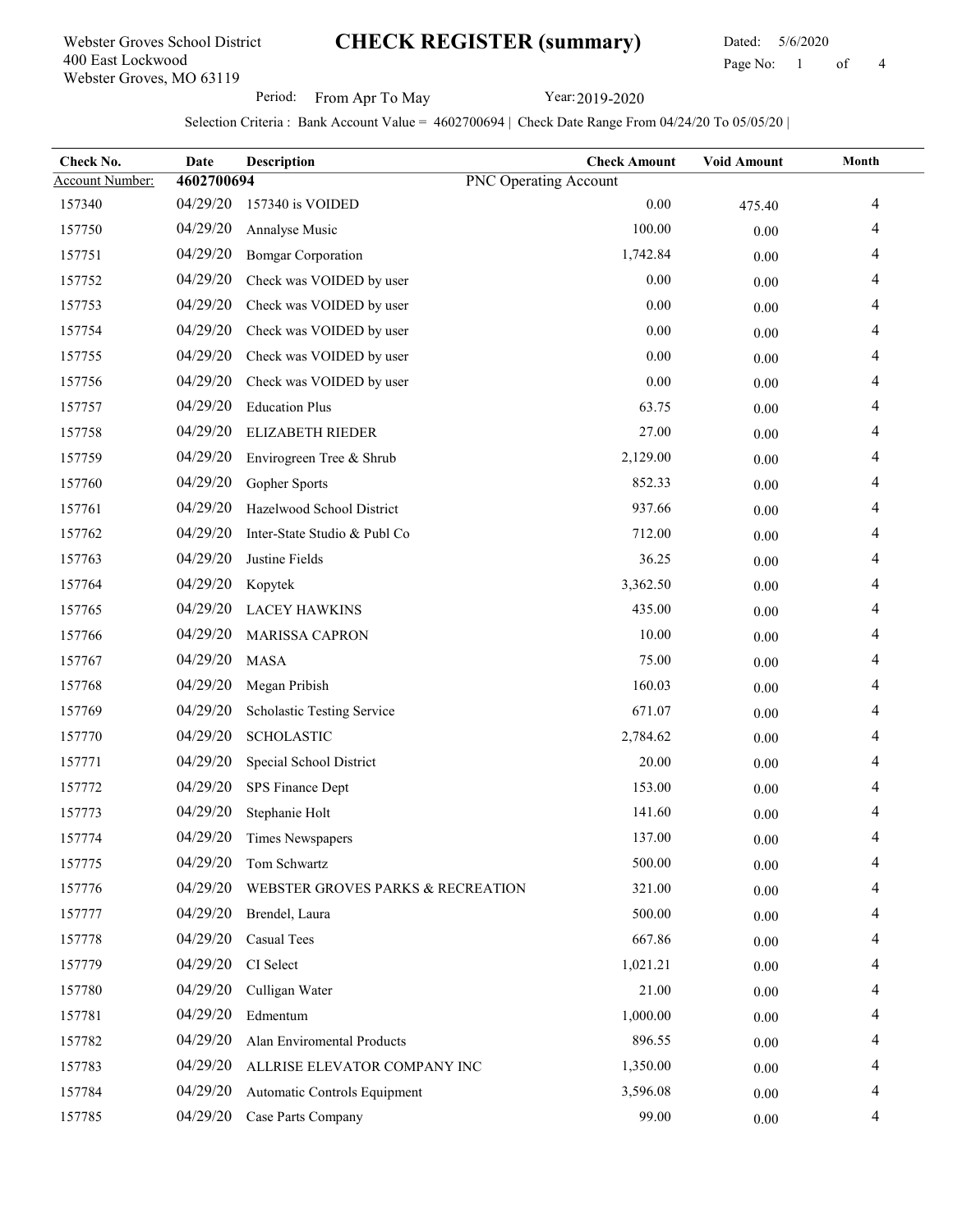Webster Groves School District
400 East Lockwood
Webster Groves, MO 63119

# CHECK REGISTER (summary)

Dated: 5/6/2020

Period: From Apr To May   Year: 2019-2020

Selection Criteria : Bank Account Value = 4602700694 | Check Date Range From 04/24/20 To 05/05/20 |

| Check No. | Date | Description | Check Amount | Void Amount | Month |
|---|---|---|---|---|---|
| Account Number: | 4602700694 | PNC Operating Account | | | |
| 157340 | 04/29/20 | 157340 is VOIDED | 0.00 | 475.40 | 4 |
| 157750 | 04/29/20 | Annalyse Music | 100.00 | 0.00 | 4 |
| 157751 | 04/29/20 | Bomgar Corporation | 1,742.84 | 0.00 | 4 |
| 157752 | 04/29/20 | Check was VOIDED by user | 0.00 | 0.00 | 4 |
| 157753 | 04/29/20 | Check was VOIDED by user | 0.00 | 0.00 | 4 |
| 157754 | 04/29/20 | Check was VOIDED by user | 0.00 | 0.00 | 4 |
| 157755 | 04/29/20 | Check was VOIDED by user | 0.00 | 0.00 | 4 |
| 157756 | 04/29/20 | Check was VOIDED by user | 0.00 | 0.00 | 4 |
| 157757 | 04/29/20 | Education Plus | 63.75 | 0.00 | 4 |
| 157758 | 04/29/20 | ELIZABETH RIEDER | 27.00 | 0.00 | 4 |
| 157759 | 04/29/20 | Envirogreen Tree & Shrub | 2,129.00 | 0.00 | 4 |
| 157760 | 04/29/20 | Gopher Sports | 852.33 | 0.00 | 4 |
| 157761 | 04/29/20 | Hazelwood School District | 937.66 | 0.00 | 4 |
| 157762 | 04/29/20 | Inter-State Studio & Publ Co | 712.00 | 0.00 | 4 |
| 157763 | 04/29/20 | Justine Fields | 36.25 | 0.00 | 4 |
| 157764 | 04/29/20 | Kopytek | 3,362.50 | 0.00 | 4 |
| 157765 | 04/29/20 | LACEY HAWKINS | 435.00 | 0.00 | 4 |
| 157766 | 04/29/20 | MARISSA CAPRON | 10.00 | 0.00 | 4 |
| 157767 | 04/29/20 | MASA | 75.00 | 0.00 | 4 |
| 157768 | 04/29/20 | Megan Pribish | 160.03 | 0.00 | 4 |
| 157769 | 04/29/20 | Scholastic Testing Service | 671.07 | 0.00 | 4 |
| 157770 | 04/29/20 | SCHOLASTIC | 2,784.62 | 0.00 | 4 |
| 157771 | 04/29/20 | Special School District | 20.00 | 0.00 | 4 |
| 157772 | 04/29/20 | SPS Finance Dept | 153.00 | 0.00 | 4 |
| 157773 | 04/29/20 | Stephanie Holt | 141.60 | 0.00 | 4 |
| 157774 | 04/29/20 | Times Newspapers | 137.00 | 0.00 | 4 |
| 157775 | 04/29/20 | Tom Schwartz | 500.00 | 0.00 | 4 |
| 157776 | 04/29/20 | WEBSTER GROVES PARKS & RECREATION | 321.00 | 0.00 | 4 |
| 157777 | 04/29/20 | Brendel, Laura | 500.00 | 0.00 | 4 |
| 157778 | 04/29/20 | Casual Tees | 667.86 | 0.00 | 4 |
| 157779 | 04/29/20 | CI Select | 1,021.21 | 0.00 | 4 |
| 157780 | 04/29/20 | Culligan Water | 21.00 | 0.00 | 4 |
| 157781 | 04/29/20 | Edmentum | 1,000.00 | 0.00 | 4 |
| 157782 | 04/29/20 | Alan Enviromental Products | 896.55 | 0.00 | 4 |
| 157783 | 04/29/20 | ALLRISE ELEVATOR COMPANY INC | 1,350.00 | 0.00 | 4 |
| 157784 | 04/29/20 | Automatic Controls Equipment | 3,596.08 | 0.00 | 4 |
| 157785 | 04/29/20 | Case Parts Company | 99.00 | 0.00 | 4 |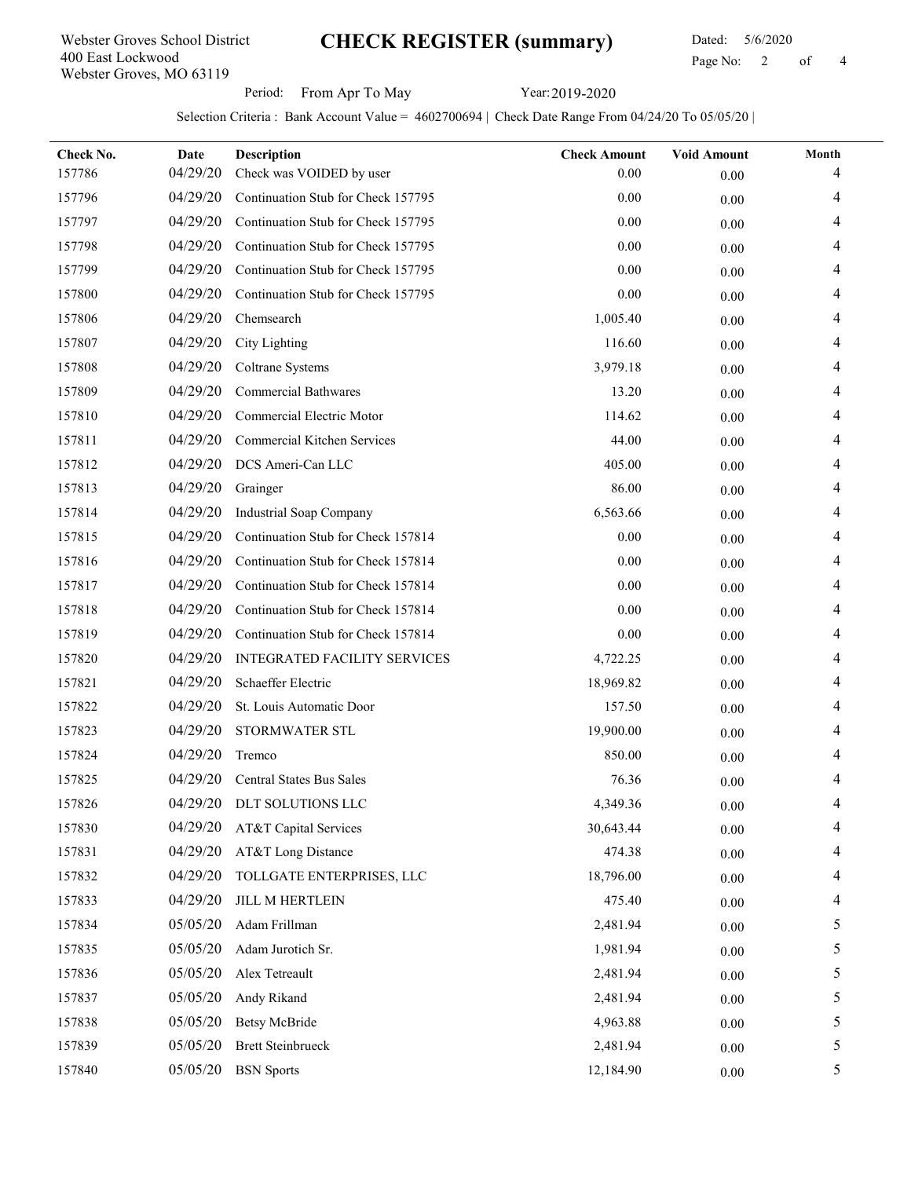Webster Groves School District
400 East Lockwood
Webster Groves, MO 63119

# CHECK REGISTER (summary)

Dated: 5/6/2020

Period: From Apr To May

Year: 2019-2020

Selection Criteria : Bank Account Value = 4602700694 | Check Date Range From 04/24/20 To 05/05/20 |

| Check No. | Date | Description | Check Amount | Void Amount | Month |
|---|---|---|---|---|---|
| 157786 | 04/29/20 | Check was VOIDED by user | 0.00 | 0.00 | 4 |
| 157796 | 04/29/20 | Continuation Stub for Check 157795 | 0.00 | 0.00 | 4 |
| 157797 | 04/29/20 | Continuation Stub for Check 157795 | 0.00 | 0.00 | 4 |
| 157798 | 04/29/20 | Continuation Stub for Check 157795 | 0.00 | 0.00 | 4 |
| 157799 | 04/29/20 | Continuation Stub for Check 157795 | 0.00 | 0.00 | 4 |
| 157800 | 04/29/20 | Continuation Stub for Check 157795 | 0.00 | 0.00 | 4 |
| 157806 | 04/29/20 | Chemsearch | 1,005.40 | 0.00 | 4 |
| 157807 | 04/29/20 | City Lighting | 116.60 | 0.00 | 4 |
| 157808 | 04/29/20 | Coltrane Systems | 3,979.18 | 0.00 | 4 |
| 157809 | 04/29/20 | Commercial Bathwares | 13.20 | 0.00 | 4 |
| 157810 | 04/29/20 | Commercial Electric Motor | 114.62 | 0.00 | 4 |
| 157811 | 04/29/20 | Commercial Kitchen Services | 44.00 | 0.00 | 4 |
| 157812 | 04/29/20 | DCS Ameri-Can LLC | 405.00 | 0.00 | 4 |
| 157813 | 04/29/20 | Grainger | 86.00 | 0.00 | 4 |
| 157814 | 04/29/20 | Industrial Soap Company | 6,563.66 | 0.00 | 4 |
| 157815 | 04/29/20 | Continuation Stub for Check 157814 | 0.00 | 0.00 | 4 |
| 157816 | 04/29/20 | Continuation Stub for Check 157814 | 0.00 | 0.00 | 4 |
| 157817 | 04/29/20 | Continuation Stub for Check 157814 | 0.00 | 0.00 | 4 |
| 157818 | 04/29/20 | Continuation Stub for Check 157814 | 0.00 | 0.00 | 4 |
| 157819 | 04/29/20 | Continuation Stub for Check 157814 | 0.00 | 0.00 | 4 |
| 157820 | 04/29/20 | INTEGRATED FACILITY SERVICES | 4,722.25 | 0.00 | 4 |
| 157821 | 04/29/20 | Schaeffer Electric | 18,969.82 | 0.00 | 4 |
| 157822 | 04/29/20 | St. Louis Automatic Door | 157.50 | 0.00 | 4 |
| 157823 | 04/29/20 | STORMWATER STL | 19,900.00 | 0.00 | 4 |
| 157824 | 04/29/20 | Tremco | 850.00 | 0.00 | 4 |
| 157825 | 04/29/20 | Central States Bus Sales | 76.36 | 0.00 | 4 |
| 157826 | 04/29/20 | DLT SOLUTIONS LLC | 4,349.36 | 0.00 | 4 |
| 157830 | 04/29/20 | AT&T Capital Services | 30,643.44 | 0.00 | 4 |
| 157831 | 04/29/20 | AT&T Long Distance | 474.38 | 0.00 | 4 |
| 157832 | 04/29/20 | TOLLGATE ENTERPRISES, LLC | 18,796.00 | 0.00 | 4 |
| 157833 | 04/29/20 | JILL M HERTLEIN | 475.40 | 0.00 | 4 |
| 157834 | 05/05/20 | Adam Frillman | 2,481.94 | 0.00 | 5 |
| 157835 | 05/05/20 | Adam Jurotich Sr. | 1,981.94 | 0.00 | 5 |
| 157836 | 05/05/20 | Alex Tetreault | 2,481.94 | 0.00 | 5 |
| 157837 | 05/05/20 | Andy Rikand | 2,481.94 | 0.00 | 5 |
| 157838 | 05/05/20 | Betsy McBride | 4,963.88 | 0.00 | 5 |
| 157839 | 05/05/20 | Brett Steinbrueck | 2,481.94 | 0.00 | 5 |
| 157840 | 05/05/20 | BSN Sports | 12,184.90 | 0.00 | 5 |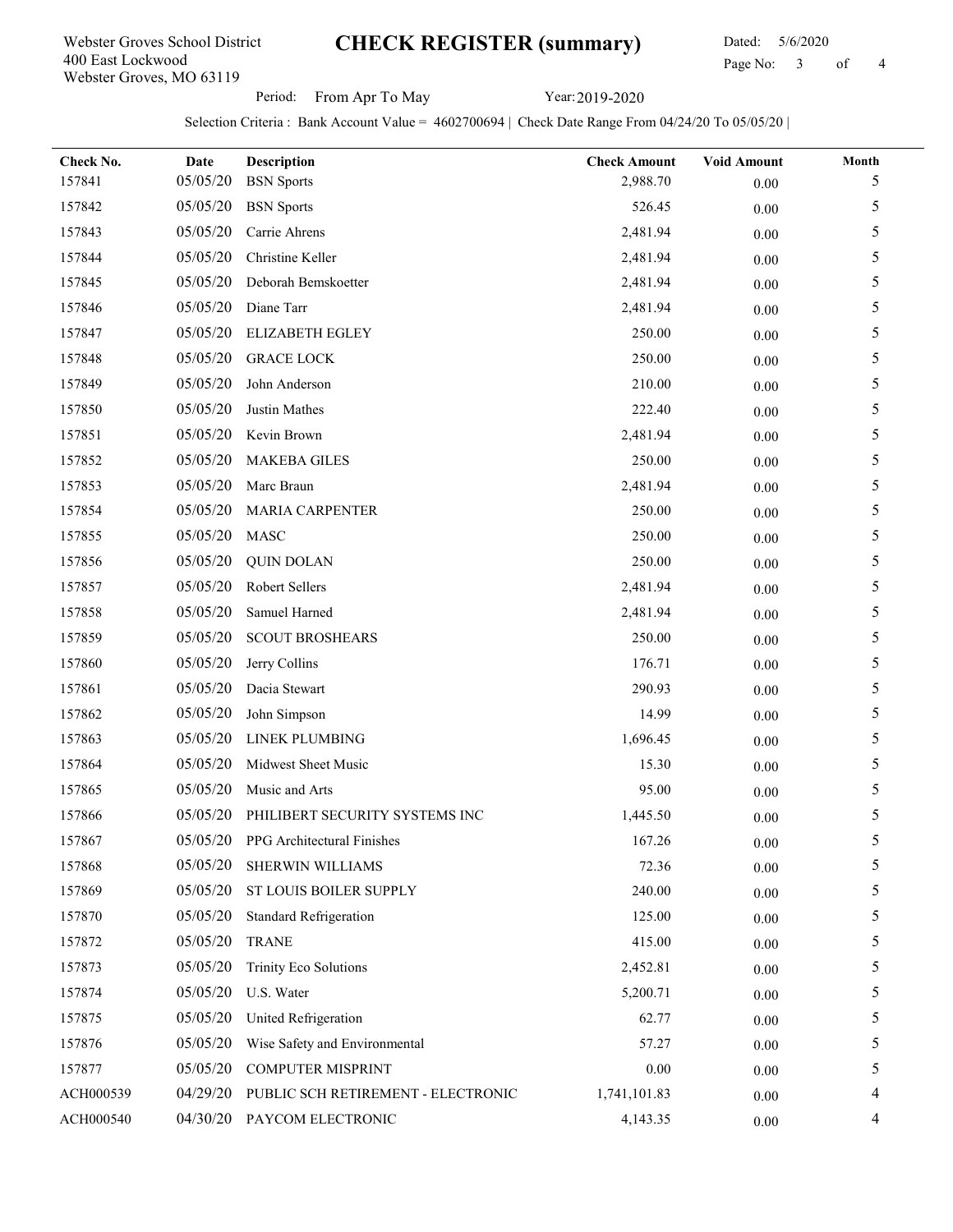Webster Groves School District
400 East Lockwood
Webster Groves, MO 63119

# CHECK REGISTER (summary)

Dated: 5/6/2020

Period: From Apr To May    Year: 2019-2020

Selection Criteria : Bank Account Value = 4602700694 | Check Date Range From 04/24/20 To 05/05/20 |

| Check No. | Date | Description | Check Amount | Void Amount | Month |
|---|---|---|---|---|---|
| 157841 | 05/05/20 | BSN Sports | 2,988.70 | 0.00 | 5 |
| 157842 | 05/05/20 | BSN Sports | 526.45 | 0.00 | 5 |
| 157843 | 05/05/20 | Carrie Ahrens | 2,481.94 | 0.00 | 5 |
| 157844 | 05/05/20 | Christine Keller | 2,481.94 | 0.00 | 5 |
| 157845 | 05/05/20 | Deborah Bemskoetter | 2,481.94 | 0.00 | 5 |
| 157846 | 05/05/20 | Diane Tarr | 2,481.94 | 0.00 | 5 |
| 157847 | 05/05/20 | ELIZABETH EGLEY | 250.00 | 0.00 | 5 |
| 157848 | 05/05/20 | GRACE LOCK | 250.00 | 0.00 | 5 |
| 157849 | 05/05/20 | John Anderson | 210.00 | 0.00 | 5 |
| 157850 | 05/05/20 | Justin Mathes | 222.40 | 0.00 | 5 |
| 157851 | 05/05/20 | Kevin Brown | 2,481.94 | 0.00 | 5 |
| 157852 | 05/05/20 | MAKEBA GILES | 250.00 | 0.00 | 5 |
| 157853 | 05/05/20 | Marc Braun | 2,481.94 | 0.00 | 5 |
| 157854 | 05/05/20 | MARIA CARPENTER | 250.00 | 0.00 | 5 |
| 157855 | 05/05/20 | MASC | 250.00 | 0.00 | 5 |
| 157856 | 05/05/20 | QUIN DOLAN | 250.00 | 0.00 | 5 |
| 157857 | 05/05/20 | Robert Sellers | 2,481.94 | 0.00 | 5 |
| 157858 | 05/05/20 | Samuel Harned | 2,481.94 | 0.00 | 5 |
| 157859 | 05/05/20 | SCOUT BROSHEARS | 250.00 | 0.00 | 5 |
| 157860 | 05/05/20 | Jerry Collins | 176.71 | 0.00 | 5 |
| 157861 | 05/05/20 | Dacia Stewart | 290.93 | 0.00 | 5 |
| 157862 | 05/05/20 | John Simpson | 14.99 | 0.00 | 5 |
| 157863 | 05/05/20 | LINEK PLUMBING | 1,696.45 | 0.00 | 5 |
| 157864 | 05/05/20 | Midwest Sheet Music | 15.30 | 0.00 | 5 |
| 157865 | 05/05/20 | Music and Arts | 95.00 | 0.00 | 5 |
| 157866 | 05/05/20 | PHILIBERT SECURITY SYSTEMS INC | 1,445.50 | 0.00 | 5 |
| 157867 | 05/05/20 | PPG Architectural Finishes | 167.26 | 0.00 | 5 |
| 157868 | 05/05/20 | SHERWIN WILLIAMS | 72.36 | 0.00 | 5 |
| 157869 | 05/05/20 | ST LOUIS BOILER SUPPLY | 240.00 | 0.00 | 5 |
| 157870 | 05/05/20 | Standard Refrigeration | 125.00 | 0.00 | 5 |
| 157872 | 05/05/20 | TRANE | 415.00 | 0.00 | 5 |
| 157873 | 05/05/20 | Trinity Eco Solutions | 2,452.81 | 0.00 | 5 |
| 157874 | 05/05/20 | U.S. Water | 5,200.71 | 0.00 | 5 |
| 157875 | 05/05/20 | United Refrigeration | 62.77 | 0.00 | 5 |
| 157876 | 05/05/20 | Wise Safety and Environmental | 57.27 | 0.00 | 5 |
| 157877 | 05/05/20 | COMPUTER MISPRINT | 0.00 | 0.00 | 5 |
| ACH000539 | 04/29/20 | PUBLIC SCH RETIREMENT - ELECTRONIC | 1,741,101.83 | 0.00 | 4 |
| ACH000540 | 04/30/20 | PAYCOM ELECTRONIC | 4,143.35 | 0.00 | 4 |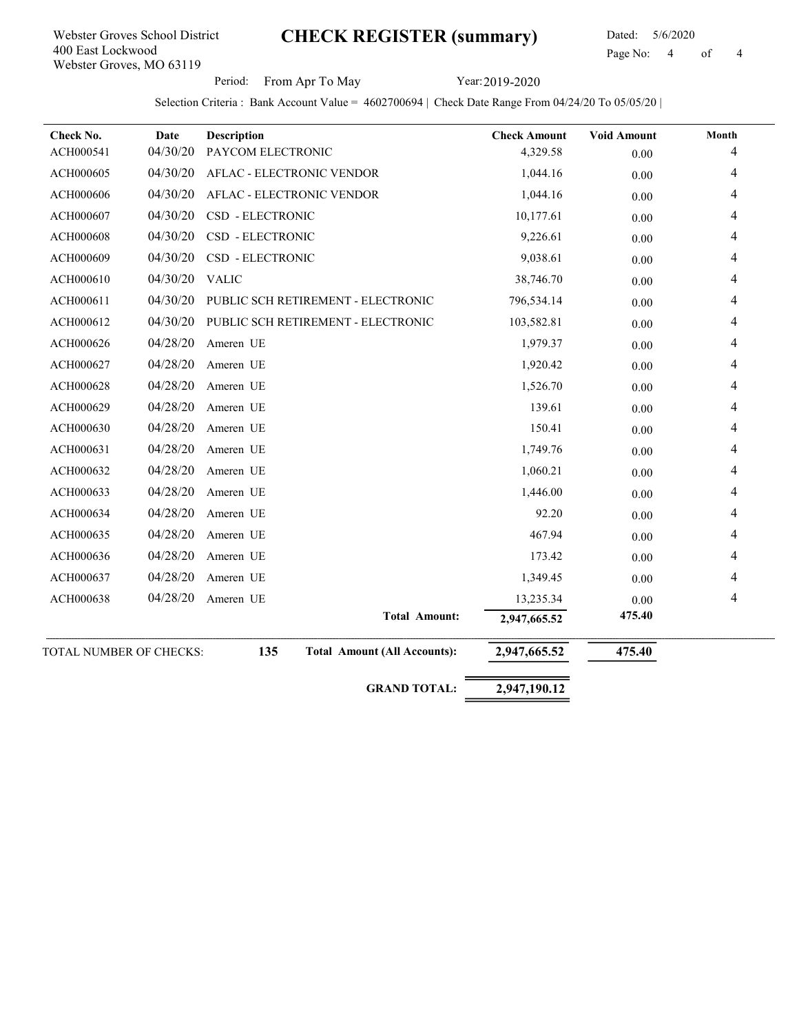Webster Groves School District
400 East Lockwood
Webster Groves, MO 63119

# CHECK REGISTER (summary)

Dated: 5/6/2020

Period: From Apr To May Year: 2019-2020

Selection Criteria : Bank Account Value = 4602700694 | Check Date Range From 04/24/20 To 05/05/20 |

| Check No. | Date | Description | Check Amount | Void Amount | Month |
|---|---|---|---|---|---|
| ACH000541 | 04/30/20 | PAYCOM ELECTRONIC | 4,329.58 | 0.00 | 4 |
| ACH000605 | 04/30/20 | AFLAC - ELECTRONIC VENDOR | 1,044.16 | 0.00 | 4 |
| ACH000606 | 04/30/20 | AFLAC - ELECTRONIC VENDOR | 1,044.16 | 0.00 | 4 |
| ACH000607 | 04/30/20 | CSD - ELECTRONIC | 10,177.61 | 0.00 | 4 |
| ACH000608 | 04/30/20 | CSD - ELECTRONIC | 9,226.61 | 0.00 | 4 |
| ACH000609 | 04/30/20 | CSD - ELECTRONIC | 9,038.61 | 0.00 | 4 |
| ACH000610 | 04/30/20 | VALIC | 38,746.70 | 0.00 | 4 |
| ACH000611 | 04/30/20 | PUBLIC SCH RETIREMENT - ELECTRONIC | 796,534.14 | 0.00 | 4 |
| ACH000612 | 04/30/20 | PUBLIC SCH RETIREMENT - ELECTRONIC | 103,582.81 | 0.00 | 4 |
| ACH000626 | 04/28/20 | Ameren UE | 1,979.37 | 0.00 | 4 |
| ACH000627 | 04/28/20 | Ameren UE | 1,920.42 | 0.00 | 4 |
| ACH000628 | 04/28/20 | Ameren UE | 1,526.70 | 0.00 | 4 |
| ACH000629 | 04/28/20 | Ameren UE | 139.61 | 0.00 | 4 |
| ACH000630 | 04/28/20 | Ameren UE | 150.41 | 0.00 | 4 |
| ACH000631 | 04/28/20 | Ameren UE | 1,749.76 | 0.00 | 4 |
| ACH000632 | 04/28/20 | Ameren UE | 1,060.21 | 0.00 | 4 |
| ACH000633 | 04/28/20 | Ameren UE | 1,446.00 | 0.00 | 4 |
| ACH000634 | 04/28/20 | Ameren UE | 92.20 | 0.00 | 4 |
| ACH000635 | 04/28/20 | Ameren UE | 467.94 | 0.00 | 4 |
| ACH000636 | 04/28/20 | Ameren UE | 173.42 | 0.00 | 4 |
| ACH000637 | 04/28/20 | Ameren UE | 1,349.45 | 0.00 | 4 |
| ACH000638 | 04/28/20 | Ameren UE | 13,235.34 | 0.00 | 4 |
| | | **Total Amount:** | **2,947,665.52** | **475.40** | |

| | | | | |
|---|---|---|---|---|
| TOTAL NUMBER OF CHECKS: | **135** | **Total Amount (All Accounts):** | **2,947,665.52** | **475.40** |
| | | **GRAND TOTAL:** | **2,947,190.12** | |